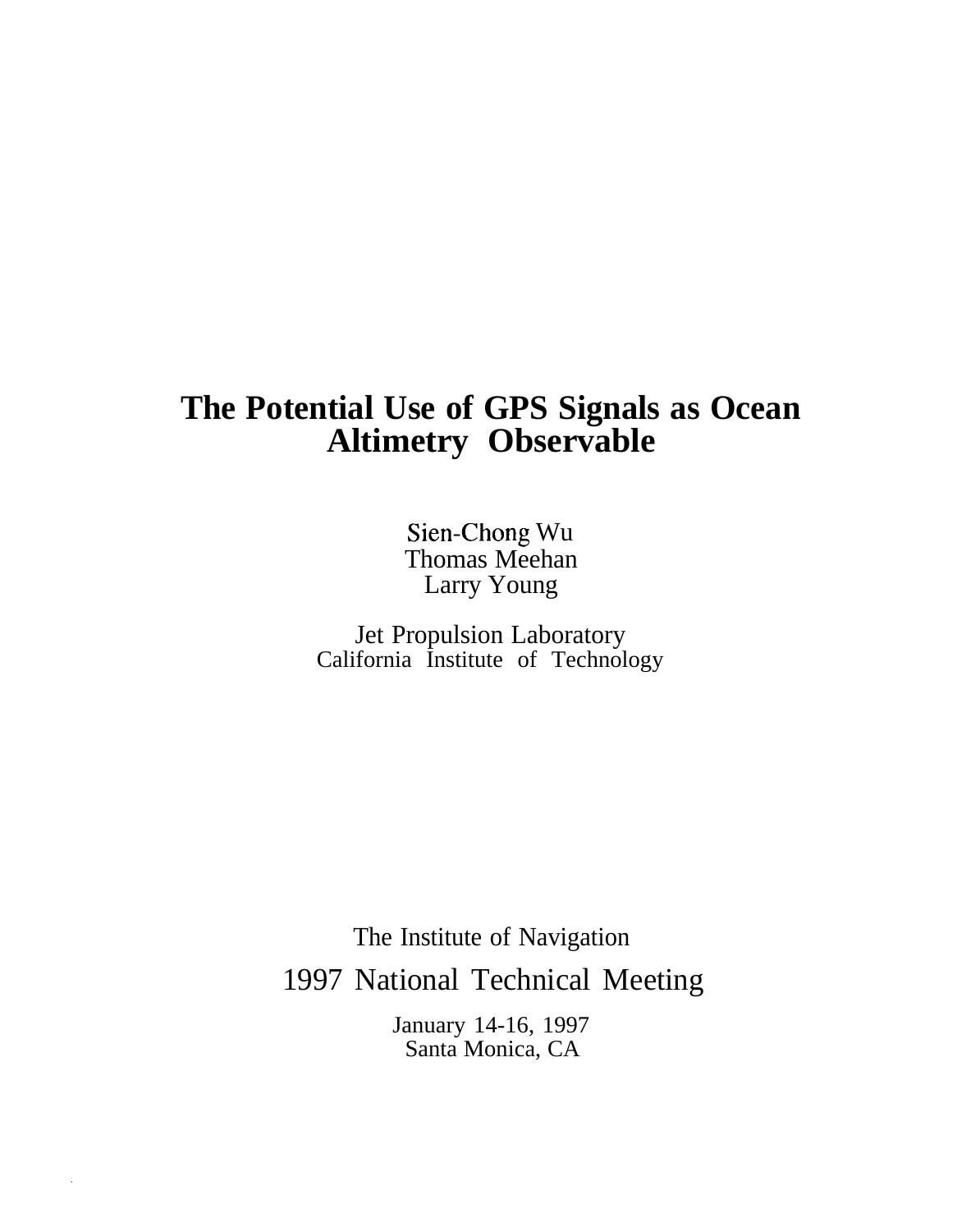# The Potential Use of GPS Signals as Ocean Altimetry Observable

Sien-Chong Wu
Thomas Meehan
Larry Young

Jet Propulsion Laboratory
California Institute of Technology

The Institute of Navigation

1997 National Technical Meeting

January 14-16, 1997
Santa Monica, CA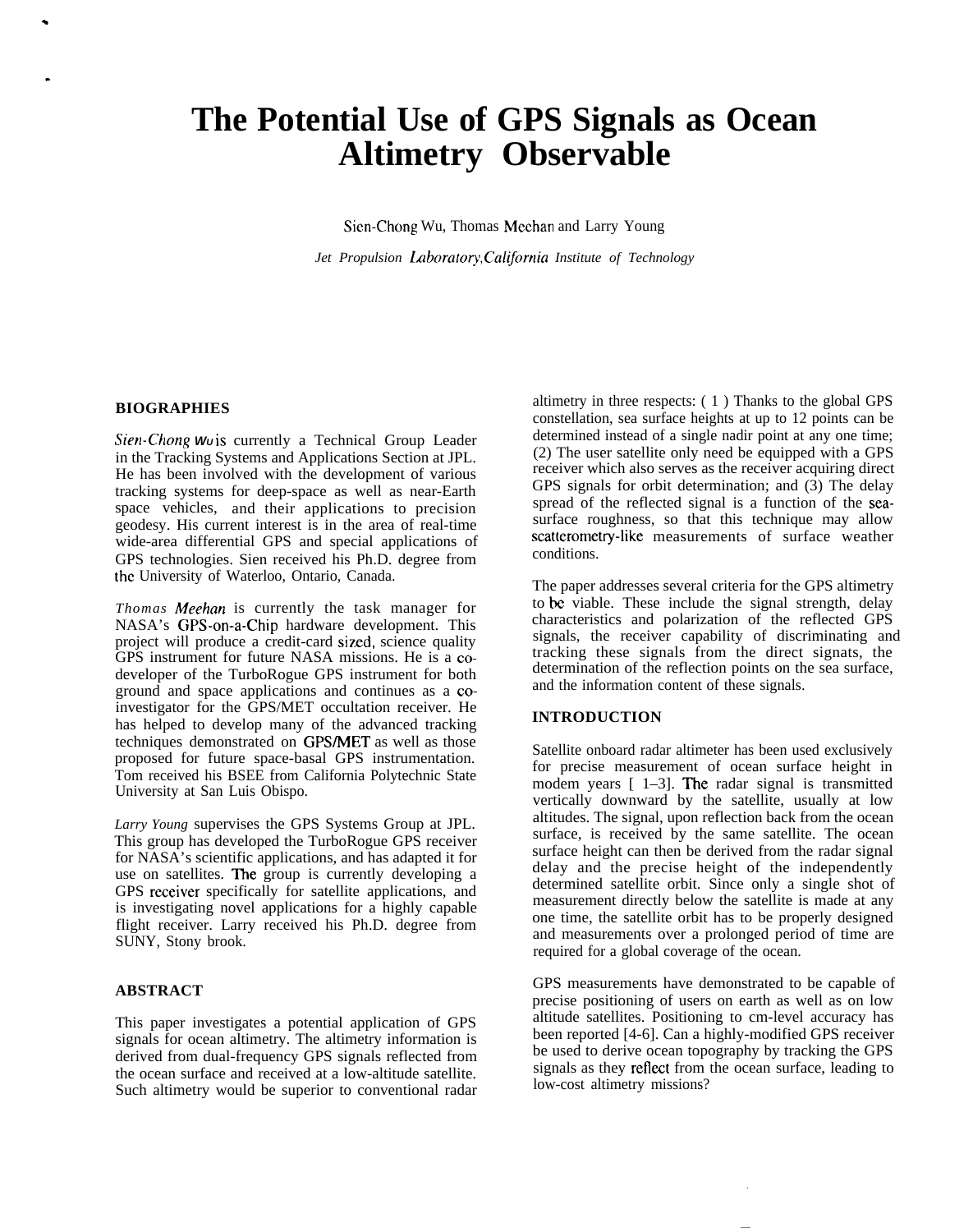# The Potential Use of GPS Signals as Ocean Altimetry Observable

Sien-Chong Wu, Thomas Meehan and Larry Young

*Jet Propulsion Laboratory, California Institute of Technology*

## BIOGRAPHIES

*Sien-Chong Wu* is currently a Technical Group Leader in the Tracking Systems and Applications Section at JPL. He has been involved with the development of various tracking systems for deep-space as well as near-Earth space vehicles, and their applications to precision geodesy. His current interest is in the area of real-time wide-area differential GPS and special applications of GPS technologies. Sien received his Ph.D. degree from the University of Waterloo, Ontario, Canada.

*Thomas Meehan* is currently the task manager for NASA's GPS-on-a-Chip hardware development. This project will produce a credit-card sized, science quality GPS instrument for future NASA missions. He is a co-developer of the TurboRogue GPS instrument for both ground and space applications and continues as a co-investigator for the GPS/MET occultation receiver. He has helped to develop many of the advanced tracking techniques demonstrated on GPS/MET as well as those proposed for future space-basal GPS instrumentation. Tom received his BSEE from California Polytechnic State University at San Luis Obispo.

*Larry Young* supervises the GPS Systems Group at JPL. This group has developed the TurboRogue GPS receiver for NASA's scientific applications, and has adapted it for use on satellites. The group is currently developing a GPS receiver specifically for satellite applications, and is investigating novel applications for a highly capable flight receiver. Larry received his Ph.D. degree from SUNY, Stony brook.

## ABSTRACT

This paper investigates a potential application of GPS signals for ocean altimetry. The altimetry information is derived from dual-frequency GPS signals reflected from the ocean surface and received at a low-altitude satellite. Such altimetry would be superior to conventional radar altimetry in three respects: ( 1 ) Thanks to the global GPS constellation, sea surface heights at up to 12 points can be determined instead of a single nadir point at any one time; (2) The user satellite only need be equipped with a GPS receiver which also serves as the receiver acquiring direct GPS signals for orbit determination; and (3) The delay spread of the reflected signal is a function of the sea-surface roughness, so that this technique may allow scatterometry-like measurements of surface weather conditions.

The paper addresses several criteria for the GPS altimetry to be viable. These include the signal strength, delay characteristics and polarization of the reflected GPS signals, the receiver capability of discriminating and tracking these signals from the direct signats, the determination of the reflection points on the sea surface, and the information content of these signals.

## INTRODUCTION

Satellite onboard radar altimeter has been used exclusively for precise measurement of ocean surface height in modem years [ 1–3]. The radar signal is transmitted vertically downward by the satellite, usually at low altitudes. The signal, upon reflection back from the ocean surface, is received by the same satellite. The ocean surface height can then be derived from the radar signal delay and the precise height of the independently determined satellite orbit. Since only a single shot of measurement directly below the satellite is made at any one time, the satellite orbit has to be properly designed and measurements over a prolonged period of time are required for a global coverage of the ocean.

GPS measurements have demonstrated to be capable of precise positioning of users on earth as well as on low altitude satellites. Positioning to cm-level accuracy has been reported [4-6]. Can a highly-modified GPS receiver be used to derive ocean topography by tracking the GPS signals as they reflect from the ocean surface, leading to low-cost altimetry missions?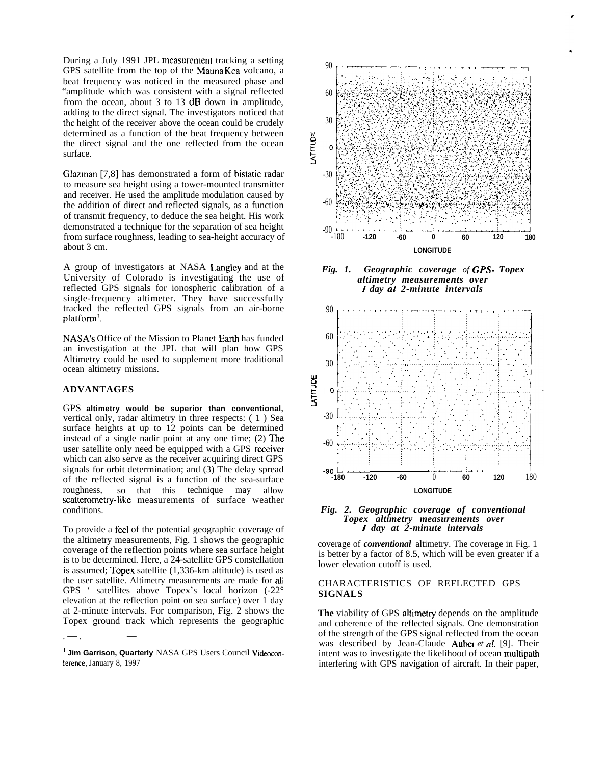During a July 1991 JPL measurement tracking a setting GPS satellite from the top of the Mauna Kea volcano, a beat frequency was noticed in the measured phase and amplitude which was consistent with a signal reflected from the ocean, about 3 to 13 dB down in amplitude, adding to the direct signal. The investigators noticed that the height of the receiver above the ocean could be crudely determined as a function of the beat frequency between the direct signal and the one reflected from the ocean surface.

Glazman [7,8] has demonstrated a form of bistatic radar to measure sea height using a tower-mounted transmitter and receiver. He used the amplitude modulation caused by the addition of direct and reflected signals, as a function of transmit frequency, to deduce the sea height. His work demonstrated a technique for the separation of sea height from surface roughness, leading to sea-height accuracy of about 3 cm.

A group of investigators at NASA Langley and at the University of Colorado is investigating the use of reflected GPS signals for ionospheric calibration of a single-frequency altimeter. They have successfully tracked the reflected GPS signals from an air-borne platform[†].

NASA's Office of the Mission to Planet Earth has funded an investigation at the JPL that will plan how GPS Altimetry could be used to supplement more traditional ocean altimetry missions.

## ADVANTAGES

GPS altimetry would be superior than conventional, vertical only, radar altimetry in three respects: (1) Sea surface heights at up to 12 points can be determined instead of a single nadir point at any one time; (2) The user satellite only need be equipped with a GPS receiver which can also serve as the receiver acquiring direct GPS signals for orbit determination; and (3) The delay spread of the reflected signal is a function of the sea-surface roughness, so that this technique may allow scatterometry-like measurements of surface weather conditions.

To provide a feel of the potential geographic coverage of the altimetry measurements, Fig. 1 shows the geographic coverage of the reflection points where sea surface height is to be determined. Here, a 24-satellite GPS constellation is assumed; Topex satellite (1,336-km altitude) is used as the user satellite. Altimetry measurements are made for all GPS satellites above Topex's local horizon (-22° elevation at the reflection point on sea surface) over 1 day at 2-minute intervals. For comparison, Fig. 2 shows the Topex ground track which represents the geographic coverage of *conventional* altimetry. The coverage in Fig. 1 is better by a factor of 8.5, which will be even greater if a lower elevation cutoff is used.

*Fig. 1. Geographic coverage of GPS- Topex altimetry measurements over 1 day at 2-minute intervals*

*Fig. 2. Geographic coverage of conventional Topex altimetry measurements over 1 day at 2-minute intervals*

## CHARACTERISTICS OF REFLECTED GPS SIGNALS

The viability of GPS altimetry depends on the amplitude and coherence of the reflected signals. One demonstration of the strength of the GPS signal reflected from the ocean was described by Jean-Claude Auber *et al.* [9]. Their intent was to investigate the likelihood of ocean multipath interfering with GPS navigation of aircraft. In their paper,

---

[†] Jim Garrison, Quarterly NASA GPS Users Council Videoconference, January 8, 1997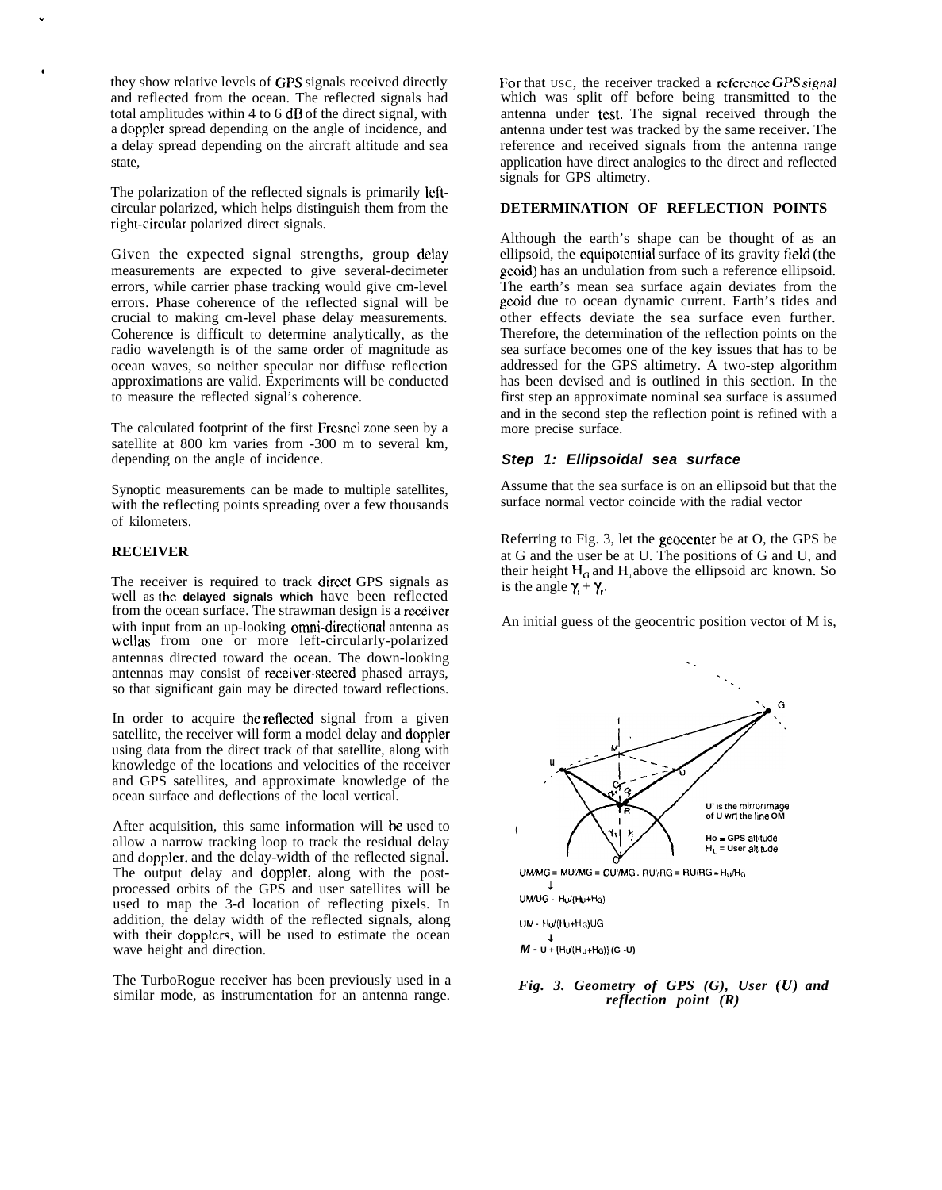they show relative levels of GPS signals received directly and reflected from the ocean. The reflected signals had total amplitudes within 4 to 6 dB of the direct signal, with a doppler spread depending on the angle of incidence, and a delay spread depending on the aircraft altitude and sea state,

The polarization of the reflected signals is primarily left-circular polarized, which helps distinguish them from the right-circular polarized direct signals.

Given the expected signal strengths, group delay measurements are expected to give several-decimeter errors, while carrier phase tracking would give cm-level errors. Phase coherence of the reflected signal will be crucial to making cm-level phase delay measurements. Coherence is difficult to determine analytically, as the radio wavelength is of the same order of magnitude as ocean waves, so neither specular nor diffuse reflection approximations are valid. Experiments will be conducted to measure the reflected signal's coherence.

The calculated footprint of the first Fresnel zone seen by a satellite at 800 km varies from -300 m to several km, depending on the angle of incidence.

Synoptic measurements can be made to multiple satellites, with the reflecting points spreading over a few thousands of kilometers.

**RECEIVER**

The receiver is required to track direct GPS signals as well as the delayed signals which have been reflected from the ocean surface. The strawman design is a receiver with input from an up-looking omni-directional antenna as wellas from one or more left-circularly-polarized antennas directed toward the ocean. The down-looking antennas may consist of receiver-steered phased arrays, so that significant gain may be directed toward reflections.

In order to acquire the reflected signal from a given satellite, the receiver will form a model delay and doppler using data from the direct track of that satellite, along with knowledge of the locations and velocities of the receiver and GPS satellites, and approximate knowledge of the ocean surface and deflections of the local vertical.

After acquisition, this same information will be used to allow a narrow tracking loop to track the residual delay and doppler, and the delay-width of the reflected signal. The output delay and doppler, along with the post-processed orbits of the GPS and user satellites will be used to map the 3-d location of reflecting pixels. In addition, the delay width of the reflected signals, along with their dopplers, will be used to estimate the ocean wave height and direction.

The TurboRogue receiver has been previously used in a similar mode, as instrumentation for an antenna range. For that USC, the receiver tracked a reference GPS signal which was split off before being transmitted to the antenna under test. The signal received through the antenna under test was tracked by the same receiver. The reference and received signals from the antenna range application have direct analogies to the direct and reflected signals for GPS altimetry.

**DETERMINATION OF REFLECTION POINTS**

Although the earth's shape can be thought of as an ellipsoid, the equipotential surface of its gravity field (the geoid) has an undulation from such a reference ellipsoid. The earth's mean sea surface again deviates from the geoid due to ocean dynamic current. Earth's tides and other effects deviate the sea surface even further. Therefore, the determination of the reflection points on the sea surface becomes one of the key issues that has to be addressed for the GPS altimetry. A two-step algorithm has been devised and is outlined in this section. In the first step an approximate nominal sea surface is assumed and in the second step the reflection point is refined with a more precise surface.

***Step 1: Ellipsoidal sea surface***

Assume that the sea surface is on an ellipsoid but that the surface normal vector coincide with the radial vector

Referring to Fig. 3, let the geocenter be at O, the GPS be at G and the user be at U. The positions of G and U, and their height $H_G$ and $H_u$ above the ellipsoid arc known. So is the angle $\gamma_i + \gamma_r$.

An initial guess of the geocentric position vector of M is,

U' is the mirror image of U wrt the line OM

Ho = GPS altitude
$H_U$ = User altitude

$$UM/MG = MU'/MG = CU'/MG.\ RU'/RG = RU/RG \approx H_U/H_G$$
$$\downarrow$$
$$UM/UG \approx H_U/(H_U+H_G)$$
$$UM \approx H_U/(H_U+H_G)UG$$
$$\downarrow$$
$$M \approx U + \{H_U/(H_U+H_G)\}(G - U)$$

*Fig. 3. Geometry of GPS (G), User (U) and reflection point (R)*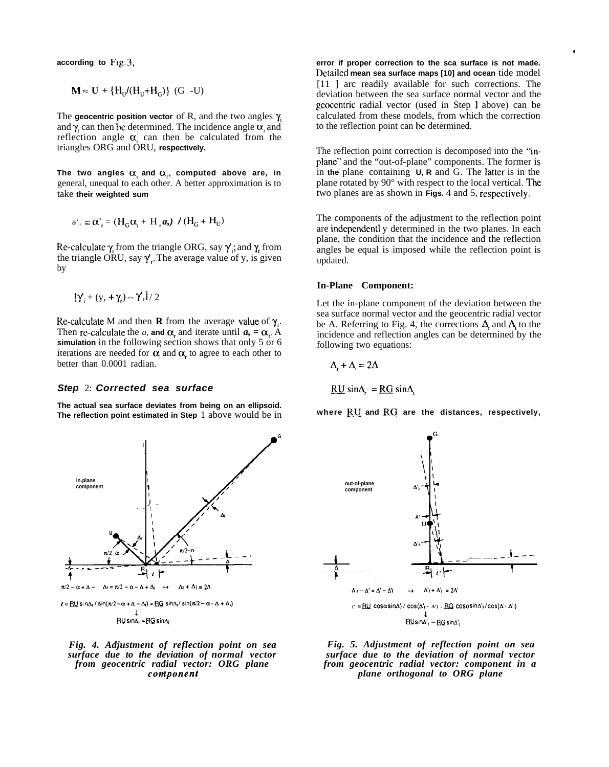according to Fig. 3,

$$\mathbf{M} \approx \mathbf{U} + \{H_U/(H_U+H_G)\}\ (G\ \text{-U})$$

The geocentric position vector of R, and the two angles $\gamma_i$ and $\gamma_r$ can then be determined. The incidence angle $\alpha_i$ and reflection angle $\alpha_r$ can then be calculated from the triangles ORG and ORU, respectively.

The two angles $\alpha_i$ and $\alpha_r$, computed above are, in general, unequal to each other. A better approximation is to take their weighted sum

$$\alpha'_i = \alpha'_r = (H_G\alpha_i + H_u\alpha_r) / (H_G + H_U)$$

Re-calculate $\gamma_i$ from the triangle ORG, say $\gamma'_i$; and $\gamma_r$ from the triangle ORU, say $\gamma'_r$. The average value of $\gamma_i$ is given by

$$[\gamma'_i + (\gamma_i + \gamma_r) - \gamma'_r] / 2$$

Re-calculate M and then **R** from the average value of $\gamma_i$. Then re-calculate the $\alpha_i$ and $\alpha_r$ and iterate until $\alpha_i = \alpha_r$. A simulation in the following section shows that only 5 or 6 iterations are needed for $\alpha_i$ and $\alpha_r$ to agree to each other to better than 0.0001 radian.

### *Step 2: Corrected sea surface*

The actual sea surface deviates from being on an ellipsoid. The reflection point estimated in Step 1 above would be in error if proper correction to the sea surface is not made. Detailed mean sea surface maps [10] and ocean tide model [11] are readily available for such corrections. The deviation between the sea surface normal vector and the geocentric radial vector (used in Step 1 above) can be calculated from these models, from which the correction to the reflection point can be determined.

The reflection point correction is decomposed into the "in-plane" and the "out-of-plane" components. The former is in the plane containing U, R and G. The latter is in the plane rotated by 90° with respect to the local vertical. The two planes are as shown in Figs. 4 and 5, respectively.

The components of the adjustment to the reflection point are independently determined in the two planes. In each plane, the condition that the incidence and the reflection angles be equal is imposed while the reflection point is updated.

**In-Plane Component:**

Let the in-plane component of the deviation between the sea surface normal vector and the geocentric radial vector be A. Referring to Fig. 4, the corrections $\Delta_r$ and $\Delta_i$ to the incidence and reflection angles can be determined by the following two equations:

$$\Delta_r + \Delta_i = 2\Delta$$

$$\underline{RU}\sin\Delta_r = \underline{RG}\sin\Delta_i$$

where $\underline{RU}$ and $\underline{RG}$ are the distances, respectively,

in.plane component

$\pi/2 - \alpha + \Delta - \quad \Delta_r = \pi/2 - \alpha - \Delta + \Delta_i \quad \rightarrow \quad \Delta_r + \Delta_i = 2\Delta$

$\ell = \underline{RU}\sin\Delta_r / \sin(\pi/2 - \alpha + \Delta - \Delta_r) = \underline{RG}\sin\Delta_i / \sin(\pi/2 - \alpha - \Delta + \Delta_i)$

$\downarrow$

$\underline{RU}\sin\Delta_r = \underline{RG}\sin\Delta_i$

*Fig. 4. Adjustment of reflection point on sea surface due to the deviation of normal vector from geocentric radial vector: ORG plane component*

out-of-plane component

$\Delta'_r - \Delta' = \Delta' - \Delta'_i \quad \rightarrow \quad \Delta'_r + \Delta'_i = 2\Delta'$

$\ell' = \underline{RU}\cos\alpha\sin\Delta'_r / \cos(\Delta'_r - \Delta') \ . \ \underline{RG}\cos\alpha\sin\Delta'_i / \cos(\Delta' - \Delta'_i)$

$\downarrow$

$\underline{RU}\sin\Delta'_r = \underline{RG}\sin\Delta'_i$

*Fig. 5. Adjustment of reflection point on sea surface due to the deviation of normal vector from geocentric radial vector: component in a plane orthogonal to ORG plane*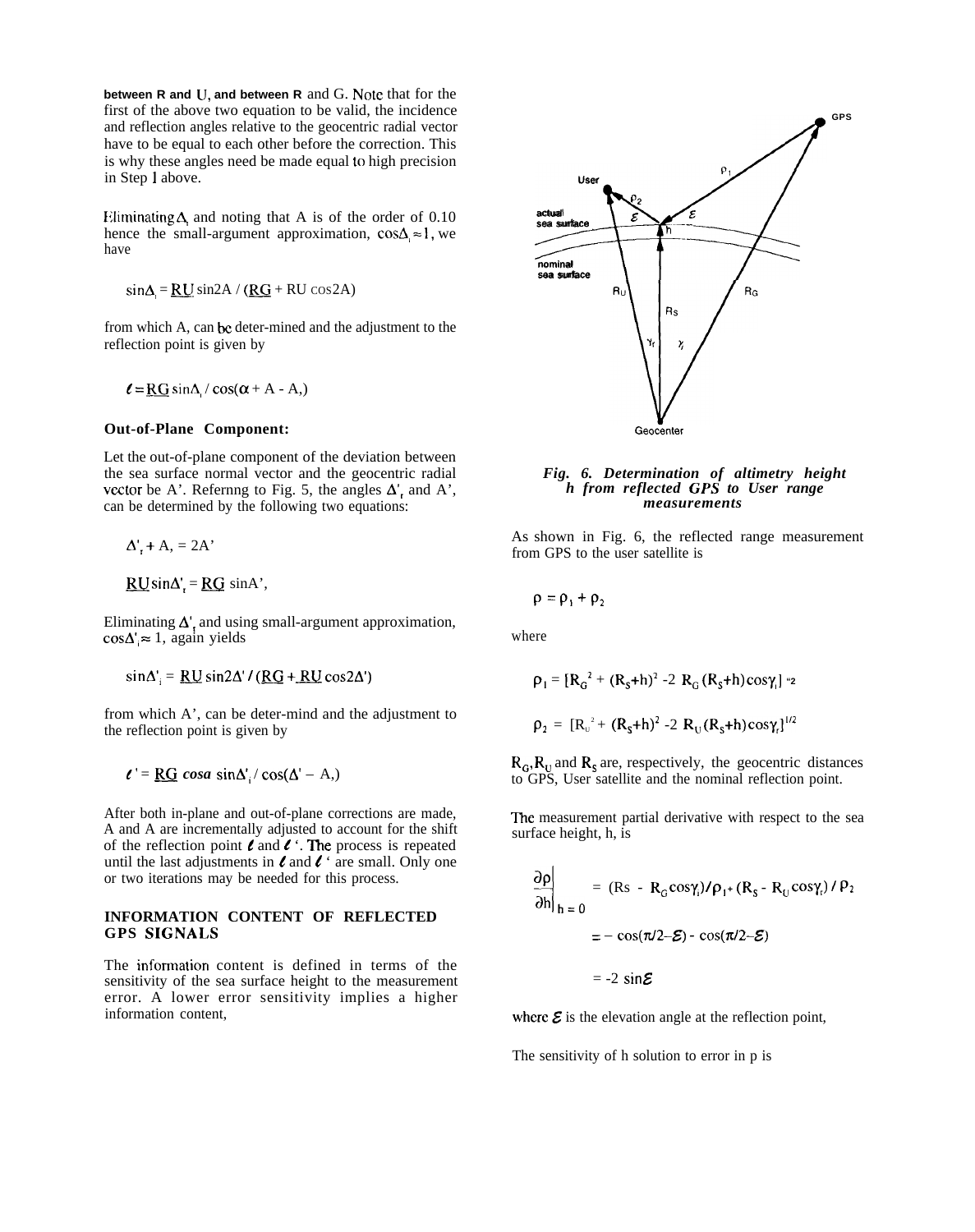between R and U, and between R and G. Note that for the first of the above two equation to be valid, the incidence and reflection angles relative to the geocentric radial vector have to be equal to each other before the correction. This is why these angles need be made equal to high precision in Step 1 above.

Eliminating $\Delta_i$ and noting that A is of the order of 0.10 hence the small-argument approximation, $\cos\Delta_i \approx 1$, we have

$$\sin\Delta_i = \underline{RU} \sin 2A / (\underline{RG} + RU \cos 2A)$$

from which A, can be deter-mined and the adjustment to the reflection point is given by

$$\ell = \underline{RG} \sin\Delta_i / \cos(\alpha + A - A,)$$

**Out-of-Plane Component:**

Let the out-of-plane component of the deviation between the sea surface normal vector and the geocentric radial vector be A'. Refernng to Fig. 5, the angles $\Delta'_r$ and A', can be determined by the following two equations:

$$\Delta'_r + A, = 2A'$$

$$\underline{RU} \sin\Delta'_r = \underline{RG} \sin A',$$

Eliminating $\Delta'_r$ and using small-argument approximation, $\cos\Delta'_i \approx 1$, again yields

$$\sin\Delta'_i = \underline{RU} \sin 2\Delta' / (\underline{RG} + \underline{RU} \cos 2\Delta')$$

from which A', can be deter-mind and the adjustment to the reflection point is given by

$$\ell' = \underline{RG}\ cosa\ \sin\Delta'_i / \cos(\Delta' - A,)$$

After both in-plane and out-of-plane corrections are made, A and A are incrementally adjusted to account for the shift of the reflection point $\ell$ and $\ell$ '. The process is repeated until the last adjustments in $\ell$ and $\ell$ ' are small. Only one or two iterations may be needed for this process.

## INFORMATION CONTENT OF REFLECTED GPS SIGNALS

The information content is defined in terms of the sensitivity of the sea surface height to the measurement error. A lower error sensitivity implies a higher information content,

*Fig. 6. Determination of altimetry height h from reflected GPS to User range measurements*

As shown in Fig. 6, the reflected range measurement from GPS to the user satellite is

$$\rho = \rho_1 + \rho_2$$

where

$$\rho_1 = [R_G^2 + (R_S+h)^2 - 2\, R_G (R_S+h)\cos\gamma_i]^{1/2}$$

$$\rho_2 = [R_U^2 + (R_S+h)^2 - 2\, R_U (R_S+h)\cos\gamma_r]^{1/2}$$

$R_G, R_U$ and $R_S$ are, respectively, the geocentric distances to GPS, User satellite and the nominal reflection point.

The measurement partial derivative with respect to the sea surface height, h, is

$$\left.\frac{\partial\rho}{\partial h}\right|_{h=0} = (Rs - R_G\cos\gamma_i)/\rho_1 + (R_S - R_U\cos\gamma_r)/\rho_2$$

$$= -\cos(\pi/2 - \mathcal{E}) - \cos(\pi/2 - \mathcal{E})$$

$$= -2\sin\mathcal{E}$$

where $\mathcal{E}$ is the elevation angle at the reflection point,

The sensitivity of h solution to error in p is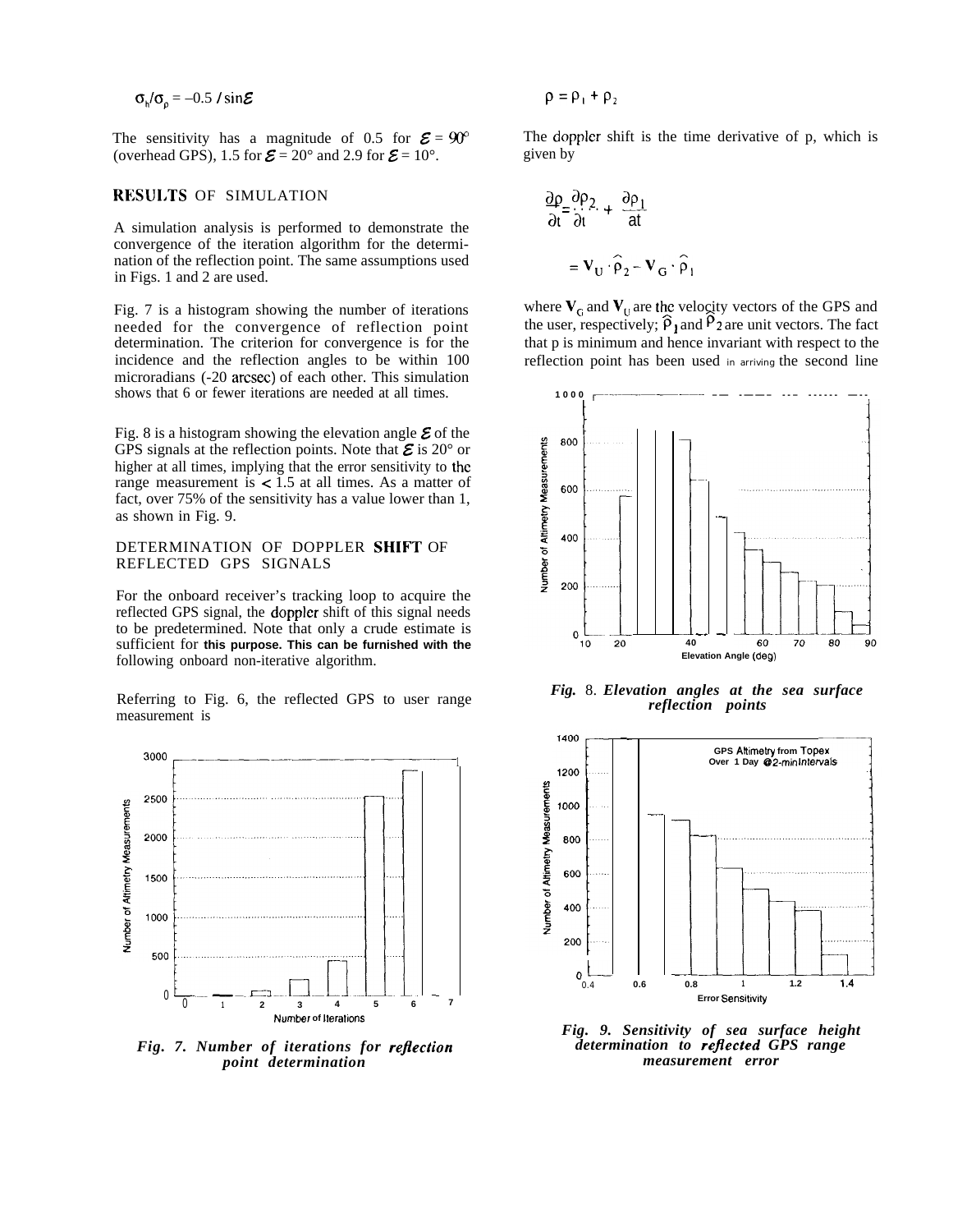$$\sigma_h/\sigma_\rho = -0.5 / \sin\mathcal{E}$$

The sensitivity has a magnitude of 0.5 for $\mathcal{E} = 90°$ (overhead GPS), 1.5 for $\mathcal{E} = 20°$ and 2.9 for $\mathcal{E} = 10°$.

## RESULTS OF SIMULATION

A simulation analysis is performed to demonstrate the convergence of the iteration algorithm for the determination of the reflection point. The same assumptions used in Figs. 1 and 2 are used.

Fig. 7 is a histogram showing the number of iterations needed for the convergence of reflection point determination. The criterion for convergence is for the incidence and the reflection angles to be within 100 microradians (~20 arcsec) of each other. This simulation shows that 6 or fewer iterations are needed at all times.

Fig. 8 is a histogram showing the elevation angle $\mathcal{E}$ of the GPS signals at the reflection points. Note that $\mathcal{E}$ is 20° or higher at all times, implying that the error sensitivity to the range measurement is $< 1.5$ at all times. As a matter of fact, over 75% of the sensitivity has a value lower than 1, as shown in Fig. 9.

## DETERMINATION OF DOPPLER SHIFT OF REFLECTED GPS SIGNALS

For the onboard receiver's tracking loop to acquire the reflected GPS signal, the doppler shift of this signal needs to be predetermined. Note that only a crude estimate is sufficient for this purpose. This can be furnished with the following onboard non-iterative algorithm.

Referring to Fig. 6, the reflected GPS to user range measurement is

*Fig. 7. Number of iterations for reflection point determination*

$$\rho = \rho_1 + \rho_2$$

The doppler shift is the time derivative of ρ, which is given by

$$\frac{\partial\rho}{\partial t} = \frac{\partial\rho_2}{\partial t} + \frac{\partial\rho_1}{\partial t}$$

$$= \mathbf{V}_U \cdot \hat{\rho}_2 - \mathbf{V}_G \cdot \hat{\rho}_1$$

where $\mathbf{V}_G$ and $\mathbf{V}_U$ are the velocity vectors of the GPS and the user, respectively; $\hat{\rho}_1$ and $\hat{\rho}_2$ are unit vectors. The fact that ρ is minimum and hence invariant with respect to the reflection point has been used in arriving the second line

*Fig. 8. Elevation angles at the sea surface reflection points*

*Fig. 9. Sensitivity of sea surface height determination to reflected GPS range measurement error*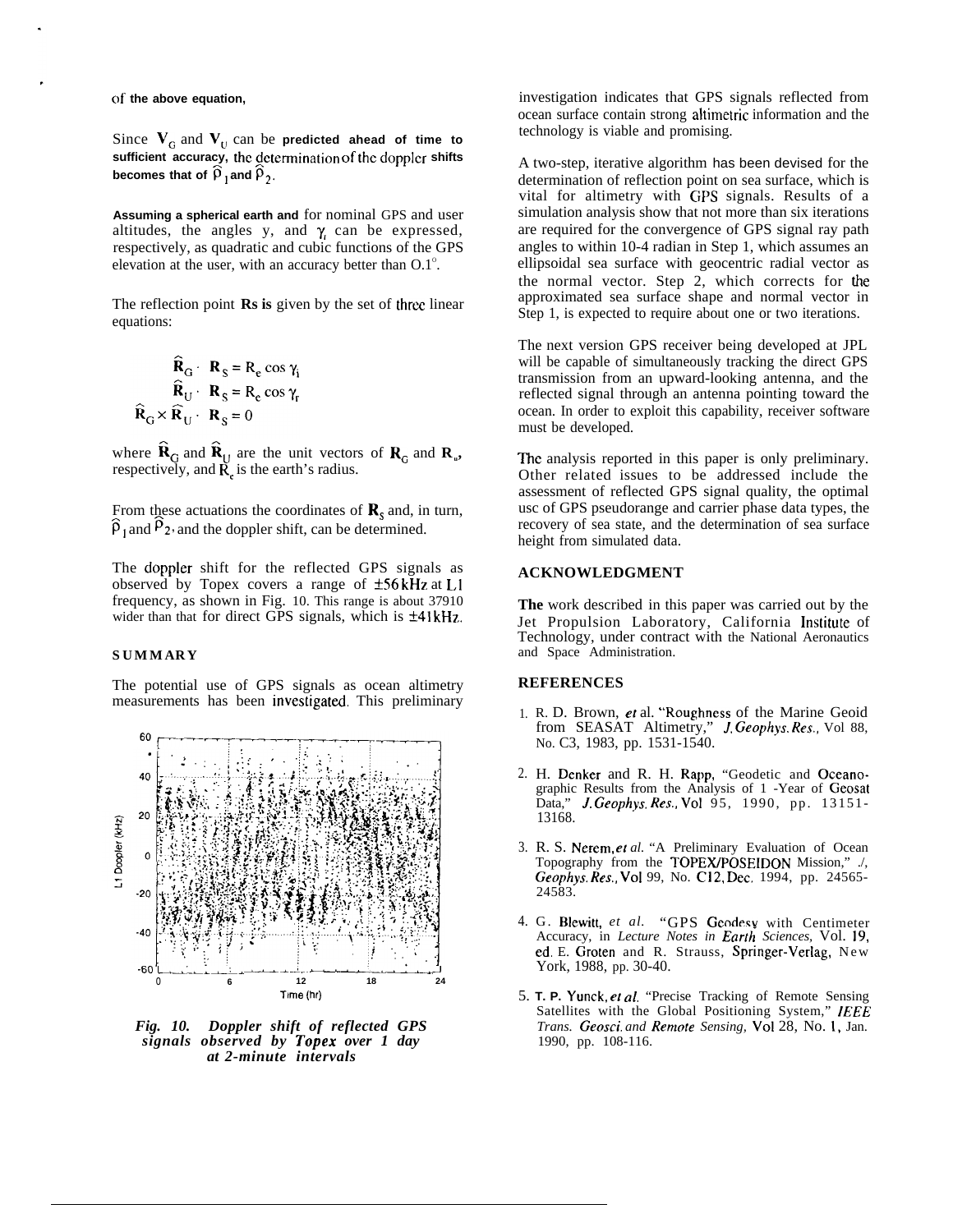of the above equation,

Since $\mathbf{V}_G$ and $\mathbf{V}_U$ can be predicted ahead of time to sufficient accuracy, the determination of the doppler shifts becomes that of $\hat{\rho}_1$ and $\hat{\rho}_2$.

Assuming a spherical earth and for nominal GPS and user altitudes, the angles y, and $\gamma_r$ can be expressed, respectively, as quadratic and cubic functions of the GPS elevation at the user, with an accuracy better than O.1°.

The reflection point **Rs is** given by the set of three linear equations:

$$\hat{\mathbf{R}}_G \cdot \mathbf{R}_S = R_e \cos \gamma_i$$

$$\hat{\mathbf{R}}_U \cdot \mathbf{R}_S = R_e \cos \gamma_r$$

$$\hat{\mathbf{R}}_G \times \hat{\mathbf{R}}_U \cdot \mathbf{R}_S = 0$$

where $\hat{\mathbf{R}}_G$ and $\hat{\mathbf{R}}_U$ are the unit vectors of $\mathbf{R}_G$ and $\mathbf{R}_u$, respectively, and $R_e$ is the earth's radius.

From these actuations the coordinates of $\mathbf{R}_S$ and, in turn, $\hat{\rho}_1$ and $\hat{\rho}_2$, and the doppler shift, can be determined.

The doppler shift for the reflected GPS signals as observed by Topex covers a range of ±56 kHz at L1 frequency, as shown in Fig. 10. This range is about 37910 wider than that for direct GPS signals, which is ±41 kHz.

## SUMMARY

The potential use of GPS signals as ocean altimetry measurements has been investigated. This preliminary investigation indicates that GPS signals reflected from ocean surface contain strong altimetric information and the technology is viable and promising.

*Fig. 10. Doppler shift of reflected GPS signals observed by Topex over 1 day at 2-minute intervals*

A two-step, iterative algorithm has been devised for the determination of reflection point on sea surface, which is vital for altimetry with GPS signals. Results of a simulation analysis show that not more than six iterations are required for the convergence of GPS signal ray path angles to within 10-4 radian in Step 1, which assumes an ellipsoidal sea surface with geocentric radial vector as the normal vector. Step 2, which corrects for the approximated sea surface shape and normal vector in Step 1, is expected to require about one or two iterations.

The next version GPS receiver being developed at JPL will be capable of simultaneously tracking the direct GPS transmission from an upward-looking antenna, and the reflected signal through an antenna pointing toward the ocean. In order to exploit this capability, receiver software must be developed.

The analysis reported in this paper is only preliminary. Other related issues to be addressed include the assessment of reflected GPS signal quality, the optimal usc of GPS pseudorange and carrier phase data types, the recovery of sea state, and the determination of sea surface height from simulated data.

## ACKNOWLEDGMENT

**The** work described in this paper was carried out by the Jet Propulsion Laboratory, California Institute of Technology, under contract with the National Aeronautics and Space Administration.

## REFERENCES

1. R. D. Brown, *et* al. "Roughness of the Marine Geoid from SEASAT Altimetry," *J. Geophys. Res.,* Vol 88, No. C3, 1983, pp. 1531-1540.

2. H. Denker and R. H. Rapp, "Geodetic and Oceanographic Results from the Analysis of 1 -Year of Geosat Data," *J. Geophys. Res.,* Vol 95, 1990, pp. 13151-13168.

3. R. S. Nerem, *et al.* "A Preliminary Evaluation of Ocean Topography from the TOPEX/POSEIDON Mission," *J., Geophys. Res.,* Vol 99, No. C12, Dec. 1994, pp. 24565-24583.

4. G. Blewitt, *et al.* "GPS Geodesy with Centimeter Accuracy, in *Lecture Notes in Earth Sciences,* Vol. 19, ed. E. Groten and R. Strauss, Springer-Verlag, New York, 1988, pp. 30-40.

5. T. P. Yunck, *et al.* "Precise Tracking of Remote Sensing Satellites with the Global Positioning System," *IEEE Trans. Geosci. and Remote Sensing,* Vol 28, No. 1, Jan. 1990, pp. 108-116.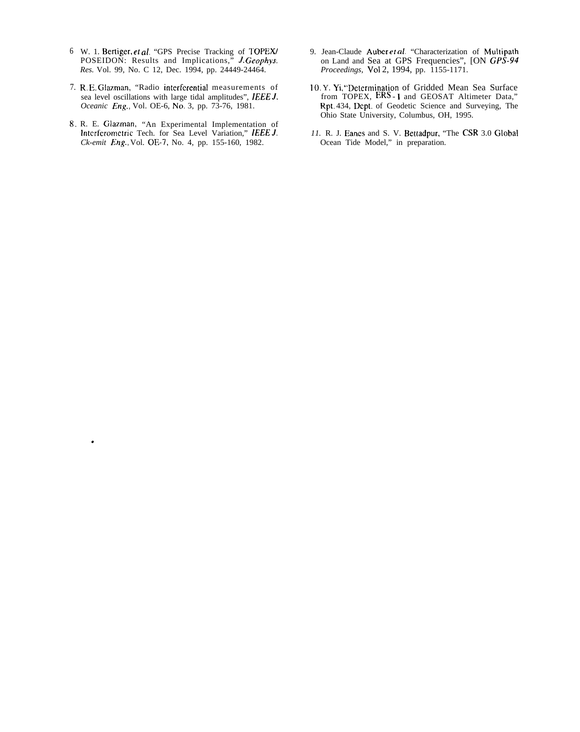6 W. 1. Bertiger, *et al.* "GPS Precise Tracking of TOPEX/ POSEIDON: Results and Implications," *J. Geophys. Res.* Vol. 99, No. C 12, Dec. 1994, pp. 24449-24464.

7. R. E. Glazman, "Radio interferential measurements of sea level oscillations with large tidal amplitudes", *IEEE J. Oceanic Eng.*, Vol. OE-6, No. 3, pp. 73-76, 1981.

8. R. E. Glazman, "An Experimental Implementation of Interferometric Tech. for Sea Level Variation," *IEEE J. Ck-emit Eng.*, Vol. OE-7, No. 4, pp. 155-160, 1982.

9. Jean-Claude Auber *et al.* "Characterization of Multipath on Land and Sea at GPS Frequencies", [ON *GPS-94 Proceedings*, Vol 2, 1994, pp. 1155-1171.

10. Y. Yi, "Determination of Gridded Mean Sea Surface from TOPEX, ERS-1 and GEOSAT Altimeter Data," Rpt. 434, Dept. of Geodetic Science and Surveying, The Ohio State University, Columbus, OH, 1995.

11. R. J. Eanes and S. V. Bettadpur, "The CSR 3.0 Global Ocean Tide Model," in preparation.